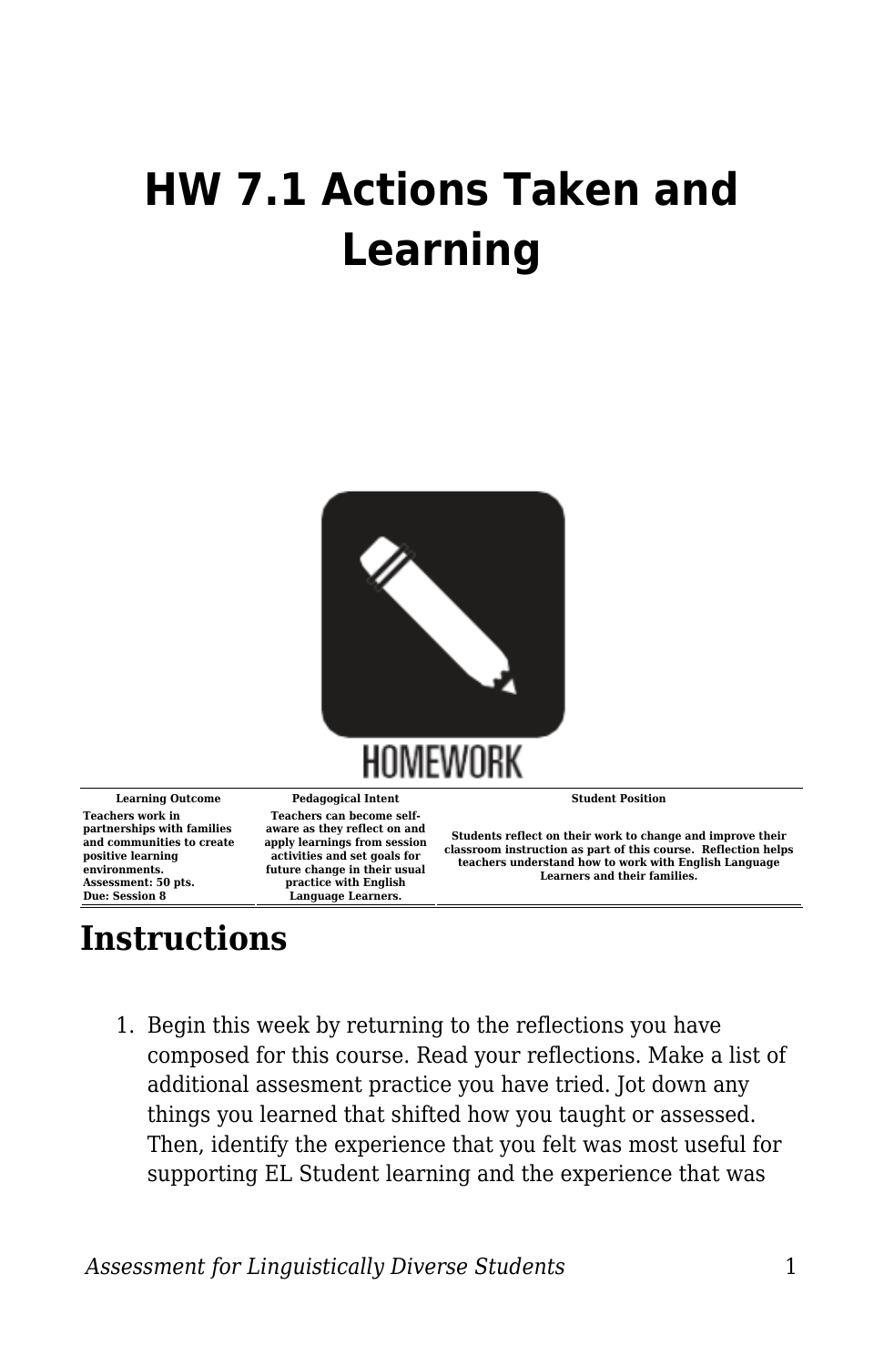# HW 7.1 Actions Taken and Learning

| Learning Outcome | Pedagogical Intent | Student Position |
|---|---|---|
| Teachers work in partnerships with families and communities to create positive learning environments. Assessment: 50 pts. Due: Session 8 | Teachers can become self-aware as they reflect on and apply learnings from session activities and set goals for future change in their usual practice with English Language Learners. | Students reflect on their work to change and improve their classroom instruction as part of this course. Reflection helps teachers understand how to work with English Language Learners and their families. |

## Instructions

1. Begin this week by returning to the reflections you have composed for this course. Read your reflections. Make a list of additional assesment practice you have tried. Jot down any things you learned that shifted how you taught or assessed. Then, identify the experience that you felt was most useful for supporting EL Student learning and the experience that was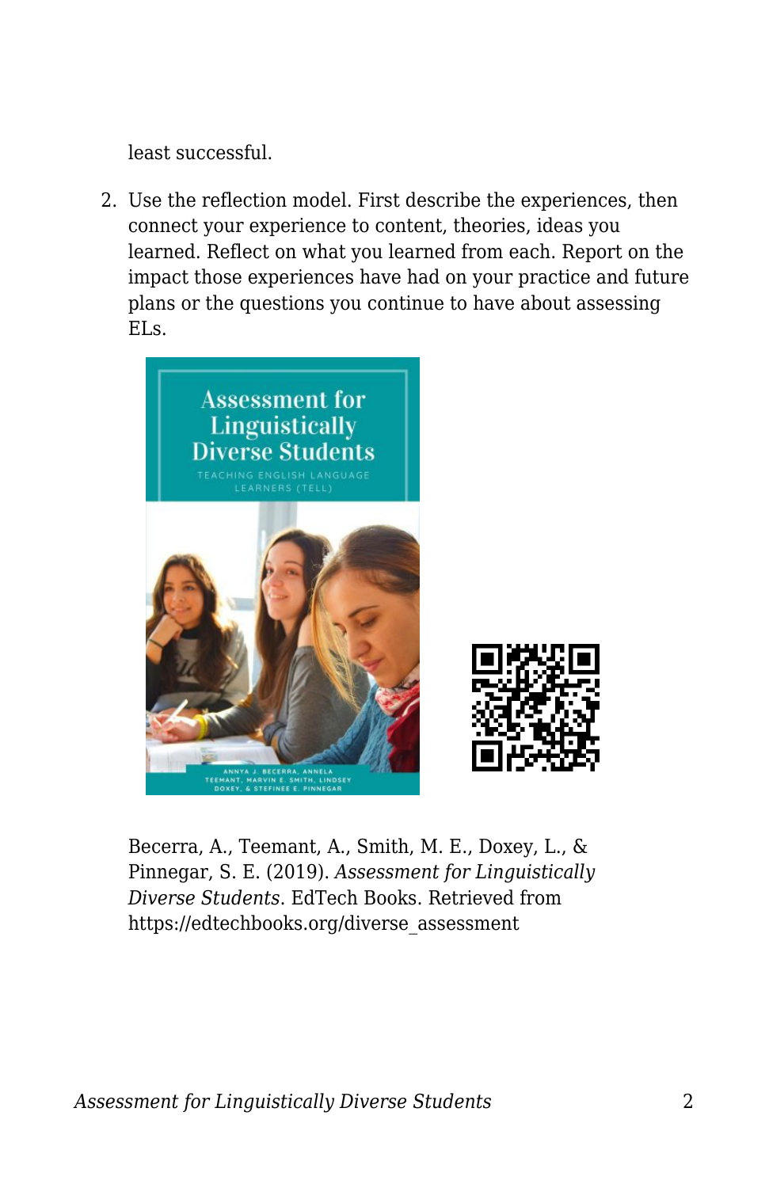least successful.

2. Use the reflection model. First describe the experiences, then connect your experience to content, theories, ideas you learned. Reflect on what you learned from each. Report on the impact those experiences have had on your practice and future plans or the questions you continue to have about assessing ELs.

Becerra, A., Teemant, A., Smith, M. E., Doxey, L., & Pinnegar, S. E. (2019). *Assessment for Linguistically Diverse Students*. EdTech Books. Retrieved from https://edtechbooks.org/diverse_assessment